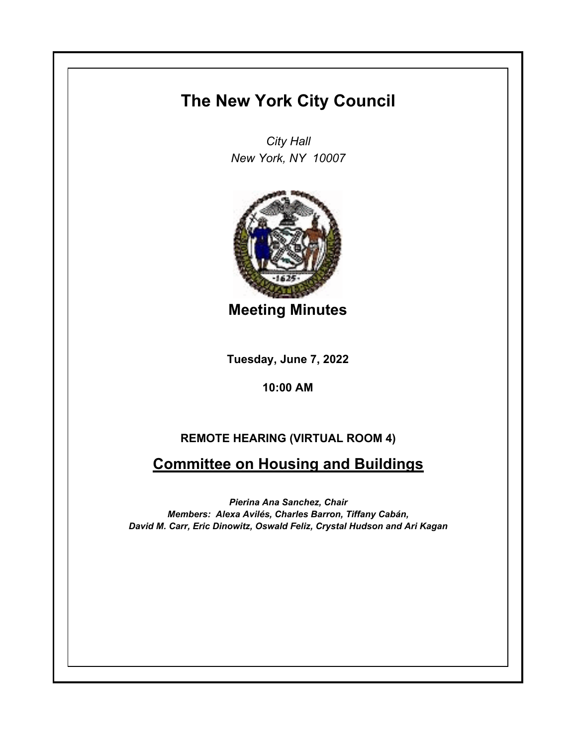# The New York City Council

*City Hall*
*New York, NY 10007*

## Meeting Minutes

**Tuesday, June 7, 2022**

**10:00 AM**

**REMOTE HEARING (VIRTUAL ROOM 4)**

## Committee on Housing and Buildings

***Pierina Ana Sanchez, Chair***
***Members: Alexa Avilés, Charles Barron, Tiffany Cabán, David M. Carr, Eric Dinowitz, Oswald Feliz, Crystal Hudson and Ari Kagan***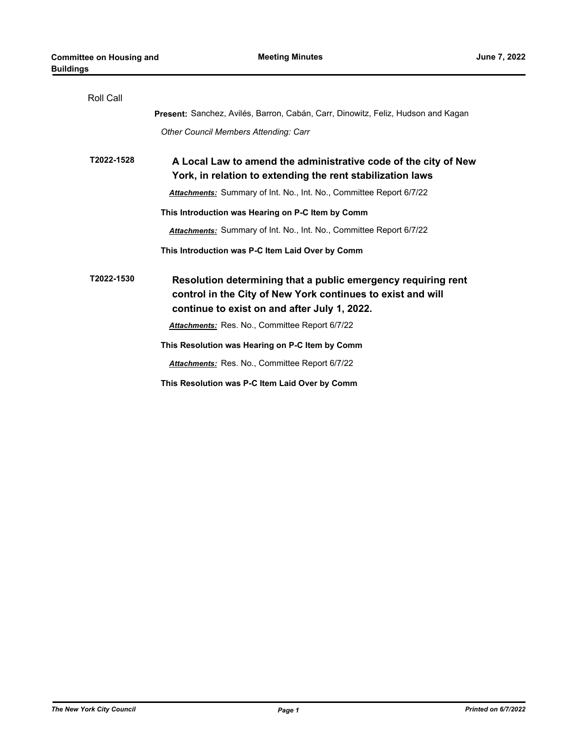Roll Call

**Present:** Sanchez, Avilés, Barron, Cabán, Carr, Dinowitz, Feliz, Hudson and Kagan

*Other Council Members Attending: Carr*

**T2022-1528** **A Local Law to amend the administrative code of the city of New York, in relation to extending the rent stabilization laws**

***Attachments:*** Summary of Int. No., Int. No., Committee Report 6/7/22

**This Introduction was Hearing on P-C Item by Comm**

***Attachments:*** Summary of Int. No., Int. No., Committee Report 6/7/22

**This Introduction was P-C Item Laid Over by Comm**

**T2022-1530** **Resolution determining that a public emergency requiring rent control in the City of New York continues to exist and will continue to exist on and after July 1, 2022.**

***Attachments:*** Res. No., Committee Report 6/7/22

**This Resolution was Hearing on P-C Item by Comm**

***Attachments:*** Res. No., Committee Report 6/7/22

**This Resolution was P-C Item Laid Over by Comm**